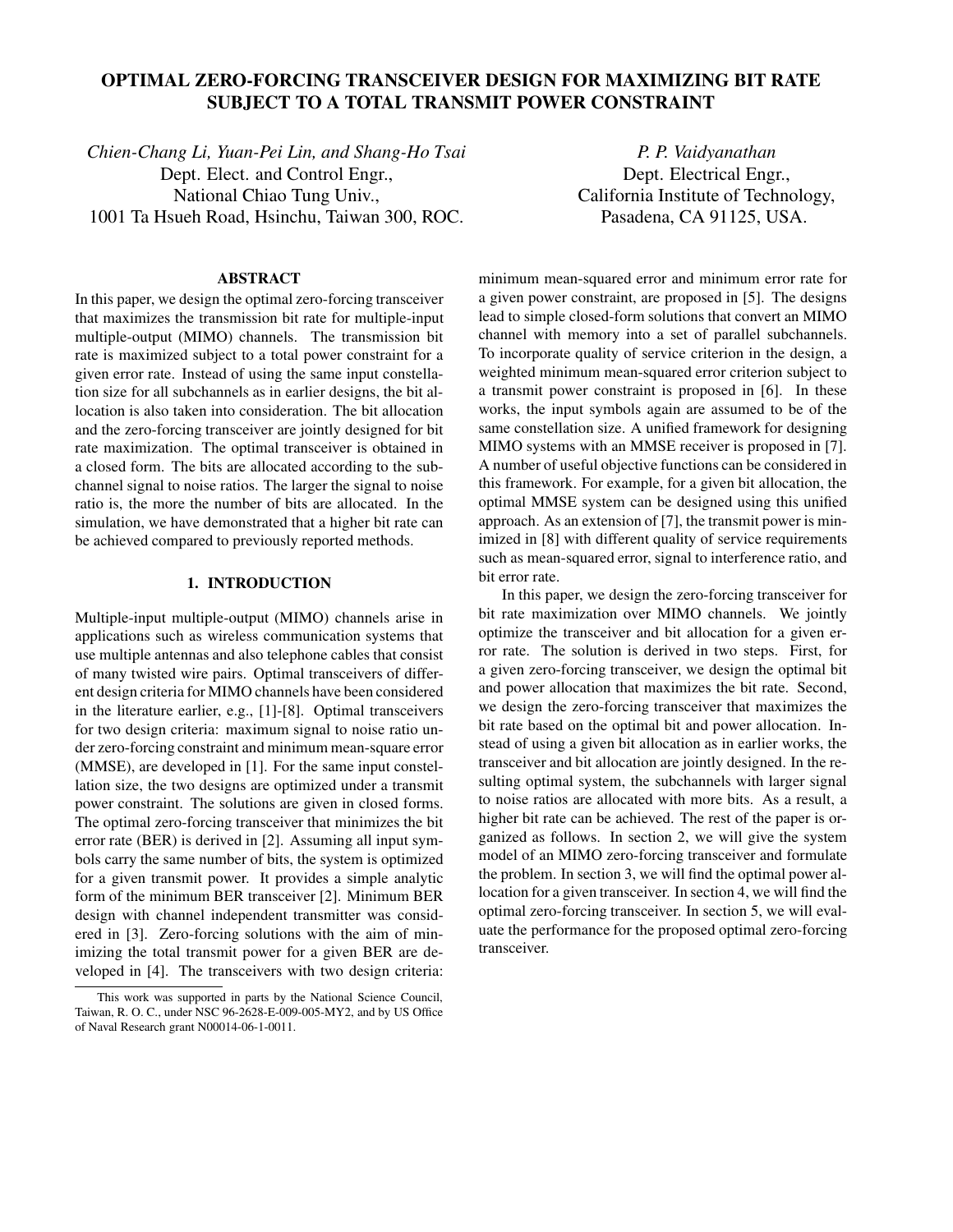# OPTIMAL ZERO-FORCING TRANSCEIVER DESIGN FOR MAXIMIZING BIT RATE SUBJECT TO A TOTAL TRANSMIT POWER CONSTRAINT

*Chien-Chang Li, Yuan-Pei Lin, and Shang-Ho Tsai*
Dept. Elect. and Control Engr.,
National Chiao Tung Univ.,
1001 Ta Hsueh Road, Hsinchu, Taiwan 300, ROC.

*P. P. Vaidyanathan*
Dept. Electrical Engr.,
California Institute of Technology,
Pasadena, CA 91125, USA.

## ABSTRACT

In this paper, we design the optimal zero-forcing transceiver that maximizes the transmission bit rate for multiple-input multiple-output (MIMO) channels. The transmission bit rate is maximized subject to a total power constraint for a given error rate. Instead of using the same input constellation size for all subchannels as in earlier designs, the bit allocation is also taken into consideration. The bit allocation and the zero-forcing transceiver are jointly designed for bit rate maximization. The optimal transceiver is obtained in a closed form. The bits are allocated according to the subchannel signal to noise ratios. The larger the signal to noise ratio is, the more the number of bits are allocated. In the simulation, we have demonstrated that a higher bit rate can be achieved compared to previously reported methods.

## 1. INTRODUCTION

Multiple-input multiple-output (MIMO) channels arise in applications such as wireless communication systems that use multiple antennas and also telephone cables that consist of many twisted wire pairs. Optimal transceivers of different design criteria for MIMO channels have been considered in the literature earlier, e.g., [1]-[8]. Optimal transceivers for two design criteria: maximum signal to noise ratio under zero-forcing constraint and minimum mean-square error (MMSE), are developed in [1]. For the same input constellation size, the two designs are optimized under a transmit power constraint. The solutions are given in closed forms. The optimal zero-forcing transceiver that minimizes the bit error rate (BER) is derived in [2]. Assuming all input symbols carry the same number of bits, the system is optimized for a given transmit power. It provides a simple analytic form of the minimum BER transceiver [2]. Minimum BER design with channel independent transmitter was considered in [3]. Zero-forcing solutions with the aim of minimizing the total transmit power for a given BER are developed in [4]. The transceivers with two design criteria: minimum mean-squared error and minimum error rate for a given power constraint, are proposed in [5]. The designs lead to simple closed-form solutions that convert an MIMO channel with memory into a set of parallel subchannels. To incorporate quality of service criterion in the design, a weighted minimum mean-squared error criterion subject to a transmit power constraint is proposed in [6]. In these works, the input symbols again are assumed to be of the same constellation size. A unified framework for designing MIMO systems with an MMSE receiver is proposed in [7]. A number of useful objective functions can be considered in this framework. For example, for a given bit allocation, the optimal MMSE system can be designed using this unified approach. As an extension of [7], the transmit power is minimized in [8] with different quality of service requirements such as mean-squared error, signal to interference ratio, and bit error rate.

In this paper, we design the zero-forcing transceiver for bit rate maximization over MIMO channels. We jointly optimize the transceiver and bit allocation for a given error rate. The solution is derived in two steps. First, for a given zero-forcing transceiver, we design the optimal bit and power allocation that maximizes the bit rate. Second, we design the zero-forcing transceiver that maximizes the bit rate based on the optimal bit and power allocation. Instead of using a given bit allocation as in earlier works, the transceiver and bit allocation are jointly designed. In the resulting optimal system, the subchannels with larger signal to noise ratios are allocated with more bits. As a result, a higher bit rate can be achieved. The rest of the paper is organized as follows. In section 2, we will give the system model of an MIMO zero-forcing transceiver and formulate the problem. In section 3, we will find the optimal power allocation for a given transceiver. In section 4, we will find the optimal zero-forcing transceiver. In section 5, we will evaluate the performance for the proposed optimal zero-forcing transceiver.

This work was supported in parts by the National Science Council, Taiwan, R. O. C., under NSC 96-2628-E-009-005-MY2, and by US Office of Naval Research grant N00014-06-1-0011.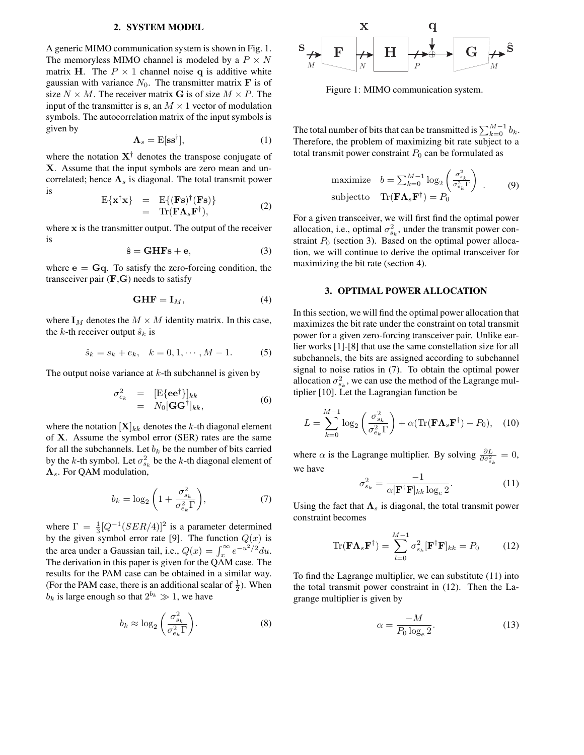## 2. SYSTEM MODEL

A generic MIMO communication system is shown in Fig. 1. The memoryless MIMO channel is modeled by a $P \times N$ matrix $\mathbf{H}$. The $P \times 1$ channel noise $\mathbf{q}$ is additive white gaussian with variance $N_0$. The transmitter matrix $\mathbf{F}$ is of size $N \times M$. The receiver matrix $\mathbf{G}$ is of size $M \times P$. The input of the transmitter is $\mathbf{s}$, an $M \times 1$ vector of modulation symbols. The autocorrelation matrix of the input symbols is given by

$$\mathbf{\Lambda}_s = \mathrm{E}[\mathbf{s}\mathbf{s}^\dagger], \tag{1}$$

where the notation $\mathbf{X}^\dagger$ denotes the transpose conjugate of $\mathbf{X}$. Assume that the input symbols are zero mean and uncorrelated; hence $\mathbf{\Lambda}_s$ is diagonal. The total transmit power is

$$\begin{aligned} \mathrm{E}\{\mathbf{x}^\dagger\mathbf{x}\} &= \mathrm{E}\{(\mathbf{F}\mathbf{s})^\dagger(\mathbf{F}\mathbf{s})\} \\ &= \mathrm{Tr}(\mathbf{F}\mathbf{\Lambda}_s\mathbf{F}^\dagger), \end{aligned} \tag{2}$$

where $\mathbf{x}$ is the transmitter output. The output of the receiver is

$$\hat{\mathbf{s}} = \mathbf{GHFs} + \mathbf{e}, \tag{3}$$

where $\mathbf{e} = \mathbf{Gq}$. To satisfy the zero-forcing condition, the transceiver pair ($\mathbf{F}$,$\mathbf{G}$) needs to satisfy

$$\mathbf{GHF} = \mathbf{I}_M, \tag{4}$$

where $\mathbf{I}_M$ denotes the $M \times M$ identity matrix. In this case, the $k$-th receiver output $\hat{s}_k$ is

$$\hat{s}_k = s_k + e_k, \quad k = 0, 1, \cdots, M-1. \tag{5}$$

The output noise variance at $k$-th subchannel is given by

$$\begin{aligned} \sigma^2_{e_k} &= [\mathrm{E}\{\mathbf{e}\mathbf{e}^\dagger\}]_{kk} \\ &= N_0[\mathbf{G}\mathbf{G}^\dagger]_{kk}, \end{aligned} \tag{6}$$

where the notation $[\mathbf{X}]_{kk}$ denotes the $k$-th diagonal element of $\mathbf{X}$. Assume the symbol error (SER) rates are the same for all the subchannels. Let $b_k$ be the number of bits carried by the $k$-th symbol. Let $\sigma^2_{s_k}$ be the $k$-th diagonal element of $\mathbf{\Lambda}_s$. For QAM modulation,

$$b_k = \log_2\left(1 + \frac{\sigma^2_{s_k}}{\sigma^2_{e_k}\Gamma}\right), \tag{7}$$

where $\Gamma = \frac{1}{3}[Q^{-1}(SER/4)]^2$ is a parameter determined by the given symbol error rate [9]. The function $Q(x)$ is the area under a Gaussian tail, i.e., $Q(x) = \int_x^\infty e^{-u^2/2}du$. The derivation in this paper is given for the QAM case. The results for the PAM case can be obtained in a similar way. (For the PAM case, there is an additional scalar of $\frac{1}{2}$). When $b_k$ is large enough so that $2^{b_k} \gg 1$, we have

$$b_k \approx \log_2\left(\frac{\sigma^2_{s_k}}{\sigma^2_{e_k}\Gamma}\right). \tag{8}$$

Figure 1: MIMO communication system.

The total number of bits that can be transmitted is $\sum_{k=0}^{M-1} b_k$. Therefore, the problem of maximizing bit rate subject to a total transmit power constraint $P_0$ can be formulated as

$$\begin{array}{ll} \text{maximize} & b = \sum_{k=0}^{M-1}\log_2\left(\frac{\sigma^2_{s_k}}{\sigma^2_{e_k}\Gamma}\right) \\ \text{subjectto} & \mathrm{Tr}(\mathbf{F}\mathbf{\Lambda}_s\mathbf{F}^\dagger) = P_0 \end{array}. \tag{9}$$

For a given transceiver, we will first find the optimal power allocation, i.e., optimal $\sigma^2_{s_k}$, under the transmit power constraint $P_0$ (section 3). Based on the optimal power allocation, we will continue to derive the optimal transceiver for maximizing the bit rate (section 4).

## 3. OPTIMAL POWER ALLOCATION

In this section, we will find the optimal power allocation that maximizes the bit rate under the constraint on total transmit power for a given zero-forcing transceiver pair. Unlike earlier works [1]-[8] that use the same constellation size for all subchannels, the bits are assigned according to subchannel signal to noise ratios in (7). To obtain the optimal power allocation $\sigma^2_{s_k}$, we can use the method of the Lagrange multiplier [10]. Let the Lagrangian function be

$$L = \sum_{k=0}^{M-1}\log_2\left(\frac{\sigma^2_{s_k}}{\sigma^2_{e_k}\Gamma}\right) + \alpha(\mathrm{Tr}(\mathbf{F}\mathbf{\Lambda}_s\mathbf{F}^\dagger) - P_0), \tag{10}$$

where $\alpha$ is the Lagrange multiplier. By solving $\frac{\partial L}{\partial \sigma^2_{s_k}} = 0$, we have

$$\sigma^2_{s_k} = \frac{-1}{\alpha[\mathbf{F}^\dagger\mathbf{F}]_{kk}\log_e 2}. \tag{11}$$

Using the fact that $\mathbf{\Lambda}_s$ is diagonal, the total transmit power constraint becomes

$$\mathrm{Tr}(\mathbf{F}\mathbf{\Lambda}_s\mathbf{F}^\dagger) = \sum_{l=0}^{M-1}\sigma^2_{s_k}[\mathbf{F}^\dagger\mathbf{F}]_{kk} = P_0 \tag{12}$$

To find the Lagrange multiplier, we can substitute (11) into the total transmit power constraint in (12). Then the Lagrange multiplier is given by

$$\alpha = \frac{-M}{P_0\log_e 2}. \tag{13}$$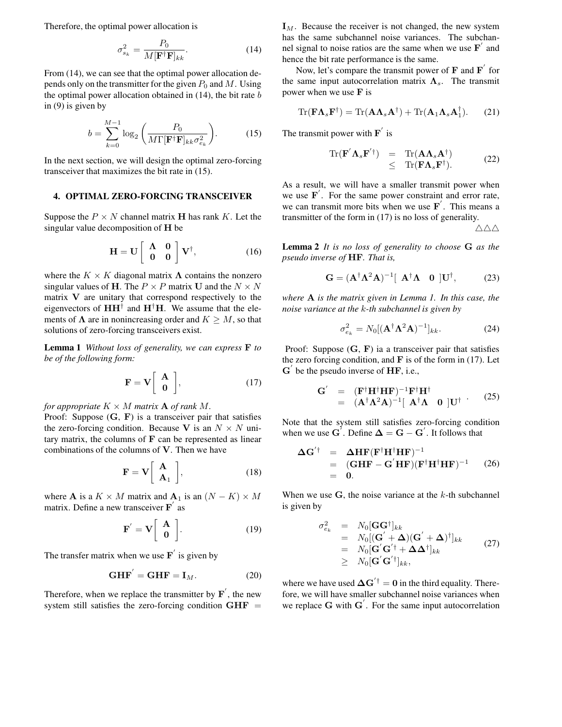Therefore, the optimal power allocation is

$$\sigma_{s_k}^2 = \frac{P_0}{M[\mathbf{F}^\dagger \mathbf{F}]_{kk}}. \tag{14}$$

From (14), we can see that the optimal power allocation depends only on the transmitter for the given $P_0$ and $M$. Using the optimal power allocation obtained in (14), the bit rate $b$ in (9) is given by

$$b = \sum_{k=0}^{M-1} \log_2 \left( \frac{P_0}{M\Gamma[\mathbf{F}^\dagger \mathbf{F}]_{kk} \sigma_{e_k}^2} \right). \tag{15}$$

In the next section, we will design the optimal zero-forcing transceiver that maximizes the bit rate in (15).

## 4. OPTIMAL ZERO-FORCING TRANSCEIVER

Suppose the $P \times N$ channel matrix $\mathbf{H}$ has rank $K$. Let the singular value decomposition of $\mathbf{H}$ be

$$\mathbf{H} = \mathbf{U} \begin{bmatrix} \mathbf{\Lambda} & \mathbf{0} \\ \mathbf{0} & \mathbf{0} \end{bmatrix} \mathbf{V}^\dagger, \tag{16}$$

where the $K \times K$ diagonal matrix $\mathbf{\Lambda}$ contains the nonzero singular values of $\mathbf{H}$. The $P \times P$ matrix $\mathbf{U}$ and the $N \times N$ matrix $\mathbf{V}$ are unitary that correspond respectively to the eigenvectors of $\mathbf{H}\mathbf{H}^\dagger$ and $\mathbf{H}^\dagger \mathbf{H}$. We assume that the elements of $\mathbf{\Lambda}$ are in nonincreasing order and $K \geq M$, so that solutions of zero-forcing transceivers exist.

**Lemma 1** *Without loss of generality, we can express* $\mathbf{F}$ *to be of the following form:*

$$\mathbf{F} = \mathbf{V} \begin{bmatrix} \mathbf{A} \\ \mathbf{0} \end{bmatrix}, \tag{17}$$

*for appropriate* $K \times M$ *matrix* $\mathbf{A}$ *of rank* $M$.

Proof: Suppose $(\mathbf{G}, \mathbf{F})$ is a transceiver pair that satisfies the zero-forcing condition. Because $\mathbf{V}$ is an $N \times N$ unitary matrix, the columns of $\mathbf{F}$ can be represented as linear combinations of the columns of $\mathbf{V}$. Then we have

$$\mathbf{F} = \mathbf{V} \begin{bmatrix} \mathbf{A} \\ \mathbf{A}_1 \end{bmatrix}, \tag{18}$$

where $\mathbf{A}$ is a $K \times M$ matrix and $\mathbf{A}_1$ is an $(N-K) \times M$ matrix. Define a new transceiver $\mathbf{F}'$ as

$$\mathbf{F}' = \mathbf{V} \begin{bmatrix} \mathbf{A} \\ \mathbf{0} \end{bmatrix}. \tag{19}$$

The transfer matrix when we use $\mathbf{F}'$ is given by

$$\mathbf{G}\mathbf{H}\mathbf{F}' = \mathbf{G}\mathbf{H}\mathbf{F} = \mathbf{I}_M. \tag{20}$$

Therefore, when we replace the transmitter by $\mathbf{F}'$, the new system still satisfies the zero-forcing condition $\mathbf{G}\mathbf{H}\mathbf{F} = \mathbf{I}_M$. Because the receiver is not changed, the new system has the same subchannel noise variances. The subchannel signal to noise ratios are the same when we use $\mathbf{F}'$ and hence the bit rate performance is the same.

Now, let's compare the transmit power of $\mathbf{F}$ and $\mathbf{F}'$ for the same input autocorrelation matrix $\mathbf{\Lambda}_s$. The transmit power when we use $\mathbf{F}$ is

$$\text{Tr}(\mathbf{F}\mathbf{\Lambda}_s\mathbf{F}^\dagger) = \text{Tr}(\mathbf{A}\mathbf{\Lambda}_s\mathbf{A}^\dagger) + \text{Tr}(\mathbf{A}_1\mathbf{\Lambda}_s\mathbf{A}_1^\dagger). \tag{21}$$

The transmit power with $\mathbf{F}'$ is

$$\begin{aligned} \text{Tr}(\mathbf{F}'\mathbf{\Lambda}_s\mathbf{F}'^\dagger) &= \text{Tr}(\mathbf{A}\mathbf{\Lambda}_s\mathbf{A}^\dagger) \\ &\leq \text{Tr}(\mathbf{F}\mathbf{\Lambda}_s\mathbf{F}^\dagger). \end{aligned} \tag{22}$$

As a result, we will have a smaller transmit power when we use $\mathbf{F}'$. For the same power constraint and error rate, we can transmit more bits when we use $\mathbf{F}'$. This means a transmitter of the form in (17) is no loss of generality.

△△△

**Lemma 2** *It is no loss of generality to choose* $\mathbf{G}$ *as the pseudo inverse of* $\mathbf{H}\mathbf{F}$*. That is,*

$$\mathbf{G} = (\mathbf{A}^\dagger \mathbf{\Lambda}^2 \mathbf{A})^{-1} [\begin{array}{cc} \mathbf{A}^\dagger \mathbf{\Lambda} & \mathbf{0} \end{array}] \mathbf{U}^\dagger, \tag{23}$$

*where* $\mathbf{A}$ *is the matrix given in Lemma 1. In this case, the noise variance at the* $k$*-th subchannel is given by*

$$\sigma_{e_k}^2 = N_0[(\mathbf{A}^\dagger \mathbf{\Lambda}^2 \mathbf{A})^{-1}]_{kk}. \tag{24}$$

Proof: Suppose $(\mathbf{G}, \mathbf{F})$ ia a transceiver pair that satisfies the zero forcing condition, and $\mathbf{F}$ is of the form in (17). Let $\mathbf{G}'$ be the pseudo inverse of $\mathbf{H}\mathbf{F}$, i.e.,

$$\begin{aligned} \mathbf{G}' &= (\mathbf{F}^\dagger \mathbf{H}^\dagger \mathbf{H}\mathbf{F})^{-1} \mathbf{F}^\dagger \mathbf{H}^\dagger \\ &= (\mathbf{A}^\dagger \mathbf{\Lambda}^2 \mathbf{A})^{-1} [\begin{array}{cc} \mathbf{A}^\dagger \mathbf{\Lambda} & \mathbf{0} \end{array}] \mathbf{U}^\dagger \end{aligned}. \tag{25}$$

Note that the system still satisfies zero-forcing condition when we use $\mathbf{G}'$. Define $\mathbf{\Delta} = \mathbf{G} - \mathbf{G}'$. It follows that

$$\begin{aligned} \mathbf{\Delta}\mathbf{G}'^\dagger &= \mathbf{\Delta}\mathbf{H}\mathbf{F}(\mathbf{F}^\dagger \mathbf{H}^\dagger \mathbf{H}\mathbf{F})^{-1} \\ &= (\mathbf{G}\mathbf{H}\mathbf{F} - \mathbf{G}'\mathbf{H}\mathbf{F})(\mathbf{F}^\dagger \mathbf{H}^\dagger \mathbf{H}\mathbf{F})^{-1} \\ &= \mathbf{0}. \end{aligned} \tag{26}$$

When we use $\mathbf{G}$, the noise variance at the $k$-th subchannel is given by

$$\begin{aligned} \sigma_{e_k}^2 &= N_0[\mathbf{G}\mathbf{G}^\dagger]_{kk} \\ &= N_0[(\mathbf{G}' + \mathbf{\Delta})(\mathbf{G}' + \mathbf{\Delta})^\dagger]_{kk} \\ &= N_0[\mathbf{G}'\mathbf{G}'^\dagger + \mathbf{\Delta}\mathbf{\Delta}^\dagger]_{kk} \\ &\geq N_0[\mathbf{G}'\mathbf{G}'^\dagger]_{kk}, \end{aligned} \tag{27}$$

where we have used $\mathbf{\Delta}\mathbf{G}'^\dagger = \mathbf{0}$ in the third equality. Therefore, we will have smaller subchannel noise variances when we replace $\mathbf{G}$ with $\mathbf{G}'$. For the same input autocorrelation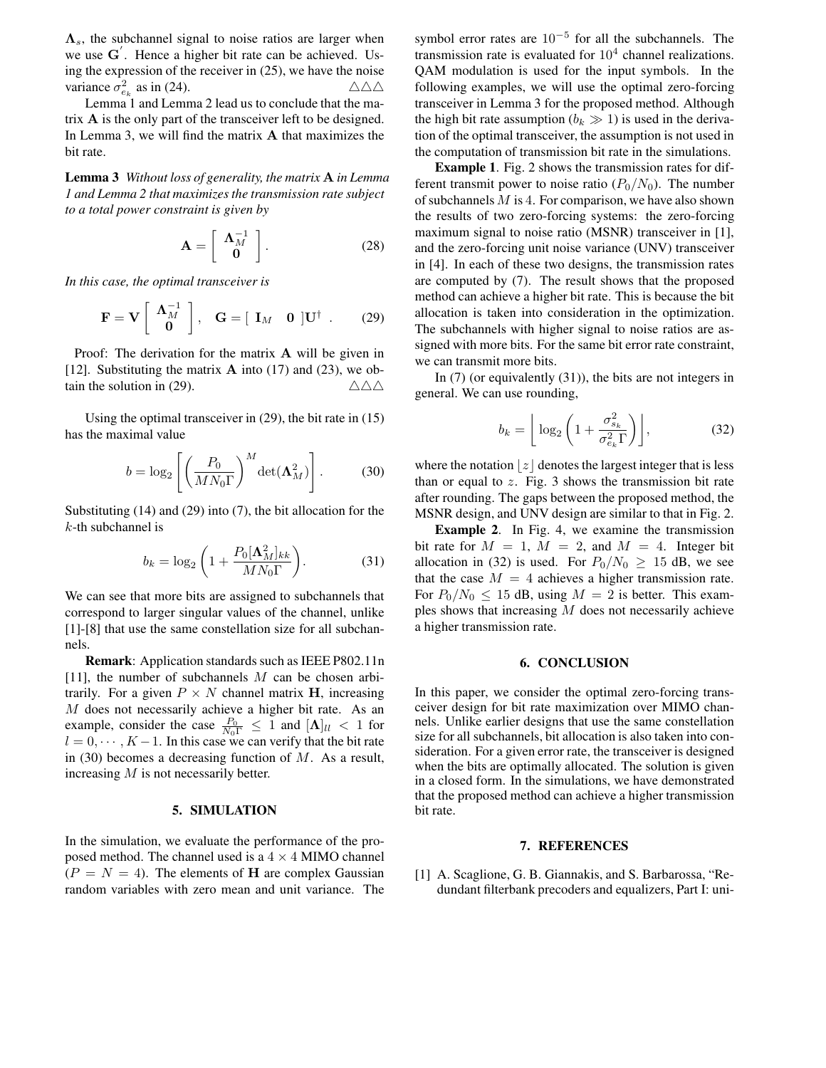$\mathbf{\Lambda}_s$, the subchannel signal to noise ratios are larger when we use $\mathbf{G}^{'}$. Hence a higher bit rate can be achieved. Using the expression of the receiver in (25), we have the noise variance $\sigma^2_{e_k}$ as in (24). $\triangle\triangle\triangle$

Lemma 1 and Lemma 2 lead us to conclude that the matrix $\mathbf{A}$ is the only part of the transceiver left to be designed. In Lemma 3, we will find the matrix $\mathbf{A}$ that maximizes the bit rate.

**Lemma 3** *Without loss of generality, the matrix* $\mathbf{A}$ *in Lemma 1 and Lemma 2 that maximizes the transmission rate subject to a total power constraint is given by*

$$\mathbf{A} = \begin{bmatrix} \mathbf{\Lambda}_M^{-1} \\ \mathbf{0} \end{bmatrix}. \tag{28}$$

*In this case, the optimal transceiver is*

$$\mathbf{F} = \mathbf{V} \begin{bmatrix} \mathbf{\Lambda}_M^{-1} \\ \mathbf{0} \end{bmatrix}, \quad \mathbf{G} = [\ \mathbf{I}_M \quad \mathbf{0}\ ]\mathbf{U}^{\dagger}\ . \tag{29}$$

Proof: The derivation for the matrix $\mathbf{A}$ will be given in [12]. Substituting the matrix $\mathbf{A}$ into (17) and (23), we obtain the solution in (29). $\triangle\triangle\triangle$

Using the optimal transceiver in (29), the bit rate in (15) has the maximal value

$$b = \log_2 \left[ \left( \frac{P_0}{MN_0\Gamma} \right)^M \det(\mathbf{\Lambda}_M^2) \right]. \tag{30}$$

Substituting (14) and (29) into (7), the bit allocation for the $k$-th subchannel is

$$b_k = \log_2 \left( 1 + \frac{P_0[\mathbf{\Lambda}_M^2]_{kk}}{MN_0\Gamma} \right). \tag{31}$$

We can see that more bits are assigned to subchannels that correspond to larger singular values of the channel, unlike [1]-[8] that use the same constellation size for all subchannels.

**Remark**: Application standards such as IEEE P802.11n [11], the number of subchannels $M$ can be chosen arbitrarily. For a given $P \times N$ channel matrix $\mathbf{H}$, increasing $M$ does not necessarily achieve a higher bit rate. As an example, consider the case $\frac{P_0}{N_0\Gamma} \leq 1$ and $[\mathbf{\Lambda}]_{ll} < 1$ for $l = 0, \cdots, K-1$. In this case we can verify that the bit rate in (30) becomes a decreasing function of $M$. As a result, increasing $M$ is not necessarily better.

## 5. SIMULATION

In the simulation, we evaluate the performance of the proposed method. The channel used is a $4 \times 4$ MIMO channel ($P = N = 4$). The elements of $\mathbf{H}$ are complex Gaussian random variables with zero mean and unit variance. The symbol error rates are $10^{-5}$ for all the subchannels. The transmission rate is evaluated for $10^4$ channel realizations. QAM modulation is used for the input symbols. In the following examples, we will use the optimal zero-forcing transceiver in Lemma 3 for the proposed method. Although the high bit rate assumption ($b_k \gg 1$) is used in the derivation of the optimal transceiver, the assumption is not used in the computation of transmission bit rate in the simulations.

**Example 1**. Fig. 2 shows the transmission rates for different transmit power to noise ratio ($P_0/N_0$). The number of subchannels $M$ is 4. For comparison, we have also shown the results of two zero-forcing systems: the zero-forcing maximum signal to noise ratio (MSNR) transceiver in [1], and the zero-forcing unit noise variance (UNV) transceiver in [4]. In each of these two designs, the transmission rates are computed by (7). The result shows that the proposed method can achieve a higher bit rate. This is because the bit allocation is taken into consideration in the optimization. The subchannels with higher signal to noise ratios are assigned with more bits. For the same bit error rate constraint, we can transmit more bits.

In (7) (or equivalently (31)), the bits are not integers in general. We can use rounding,

$$b_k = \left\lfloor \log_2 \left( 1 + \frac{\sigma^2_{s_k}}{\sigma^2_{e_k}\Gamma} \right) \right\rfloor, \tag{32}$$

where the notation $\lfloor z \rfloor$ denotes the largest integer that is less than or equal to $z$. Fig. 3 shows the transmission bit rate after rounding. The gaps between the proposed method, the MSNR design, and UNV design are similar to that in Fig. 2.

**Example 2**. In Fig. 4, we examine the transmission bit rate for $M = 1$, $M = 2$, and $M = 4$. Integer bit allocation in (32) is used. For $P_0/N_0 \geq 15$ dB, we see that the case $M = 4$ achieves a higher transmission rate. For $P_0/N_0 \leq 15$ dB, using $M = 2$ is better. This examples shows that increasing $M$ does not necessarily achieve a higher transmission rate.

## 6. CONCLUSION

In this paper, we consider the optimal zero-forcing transceiver design for bit rate maximization over MIMO channels. Unlike earlier designs that use the same constellation size for all subchannels, bit allocation is also taken into consideration. For a given error rate, the transceiver is designed when the bits are optimally allocated. The solution is given in a closed form. In the simulations, we have demonstrated that the proposed method can achieve a higher transmission bit rate.

## 7. REFERENCES

[1] A. Scaglione, G. B. Giannakis, and S. Barbarossa, "Redundant filterbank precoders and equalizers, Part I: uni-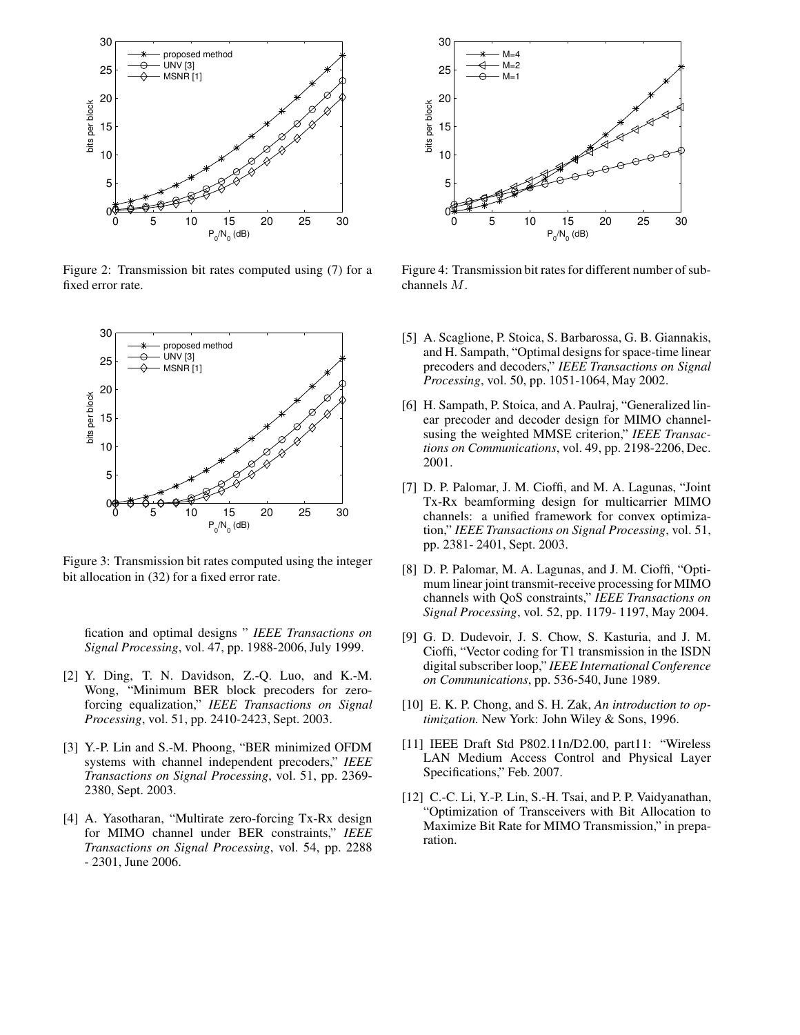30
25
20
15
10
5
0
bits per block
0 5 10 15 20 25 30
$P_0/N_0$ (dB)
proposed method
UNV [3]
MSNR [1]

Figure 2: Transmission bit rates computed using (7) for a fixed error rate.

30
25
20
15
10
5
0
bits per block
0 5 10 15 20 25 30
$P_0/N_0$ (dB)
proposed method
UNV [3]
MSNR [1]

Figure 3: Transmission bit rates computed using the integer bit allocation in (32) for a fixed error rate.

fication and optimal designs " *IEEE Transactions on Signal Processing*, vol. 47, pp. 1988-2006, July 1999.

[2] Y. Ding, T. N. Davidson, Z.-Q. Luo, and K.-M. Wong, "Minimum BER block precoders for zero-forcing equalization," *IEEE Transactions on Signal Processing*, vol. 51, pp. 2410-2423, Sept. 2003.

[3] Y.-P. Lin and S.-M. Phoong, "BER minimized OFDM systems with channel independent precoders," *IEEE Transactions on Signal Processing*, vol. 51, pp. 2369-2380, Sept. 2003.

[4] A. Yasotharan, "Multirate zero-forcing Tx-Rx design for MIMO channel under BER constraints," *IEEE Transactions on Signal Processing*, vol. 54, pp. 2288 - 2301, June 2006.

30
25
20
15
10
5
0
bits per block
0 5 10 15 20 25 30
$P_0/N_0$ (dB)
M=4
M=2
M=1

Figure 4: Transmission bit rates for different number of subchannels $M$.

[5] A. Scaglione, P. Stoica, S. Barbarossa, G. B. Giannakis, and H. Sampath, "Optimal designs for space-time linear precoders and decoders," *IEEE Transactions on Signal Processing*, vol. 50, pp. 1051-1064, May 2002.

[6] H. Sampath, P. Stoica, and A. Paulraj, "Generalized linear precoder and decoder design for MIMO channelsusing the weighted MMSE criterion," *IEEE Transactions on Communications*, vol. 49, pp. 2198-2206, Dec. 2001.

[7] D. P. Palomar, J. M. Cioffi, and M. A. Lagunas, "Joint Tx-Rx beamforming design for multicarrier MIMO channels: a unified framework for convex optimization," *IEEE Transactions on Signal Processing*, vol. 51, pp. 2381- 2401, Sept. 2003.

[8] D. P. Palomar, M. A. Lagunas, and J. M. Cioffi, "Optimum linear joint transmit-receive processing for MIMO channels with QoS constraints," *IEEE Transactions on Signal Processing*, vol. 52, pp. 1179- 1197, May 2004.

[9] G. D. Dudevoir, J. S. Chow, S. Kasturia, and J. M. Cioffi, "Vector coding for T1 transmission in the ISDN digital subscriber loop," *IEEE International Conference on Communications*, pp. 536-540, June 1989.

[10] E. K. P. Chong, and S. H. Zak, *An introduction to optimization.* New York: John Wiley & Sons, 1996.

[11] IEEE Draft Std P802.11n/D2.00, part11: "Wireless LAN Medium Access Control and Physical Layer Specifications," Feb. 2007.

[12] C.-C. Li, Y.-P. Lin, S.-H. Tsai, and P. P. Vaidyanathan, "Optimization of Transceivers with Bit Allocation to Maximize Bit Rate for MIMO Transmission," in preparation.